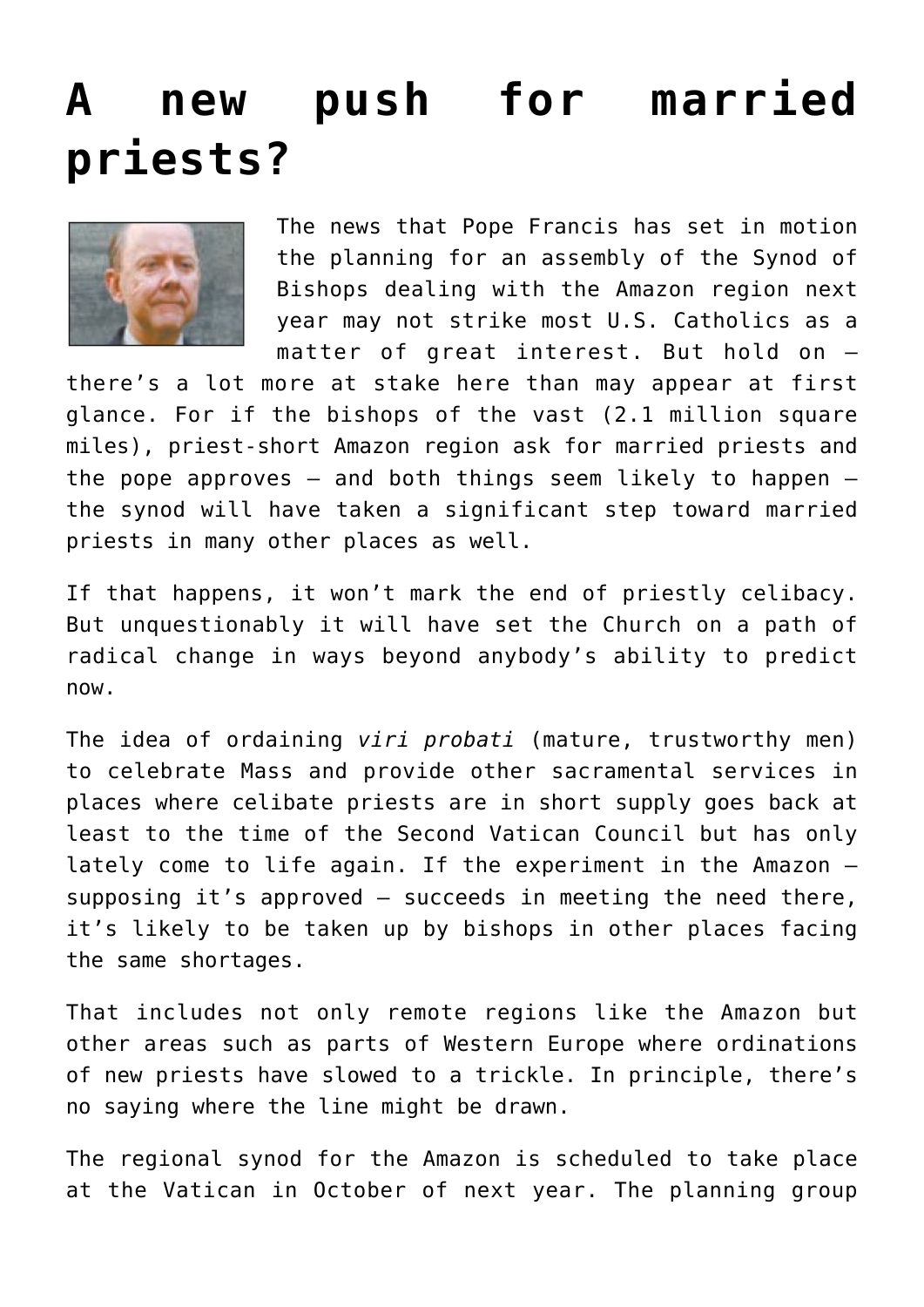# A new push for married priests?

The news that Pope Francis has set in motion the planning for an assembly of the Synod of Bishops dealing with the Amazon region next year may not strike most U.S. Catholics as a matter of great interest. But hold on — there's a lot more at stake here than may appear at first glance. For if the bishops of the vast (2.1 million square miles), priest-short Amazon region ask for married priests and the pope approves — and both things seem likely to happen — the synod will have taken a significant step toward married priests in many other places as well.

If that happens, it won't mark the end of priestly celibacy. But unquestionably it will have set the Church on a path of radical change in ways beyond anybody's ability to predict now.

The idea of ordaining *viri probati* (mature, trustworthy men) to celebrate Mass and provide other sacramental services in places where celibate priests are in short supply goes back at least to the time of the Second Vatican Council but has only lately come to life again. If the experiment in the Amazon — supposing it's approved — succeeds in meeting the need there, it's likely to be taken up by bishops in other places facing the same shortages.

That includes not only remote regions like the Amazon but other areas such as parts of Western Europe where ordinations of new priests have slowed to a trickle. In principle, there's no saying where the line might be drawn.

The regional synod for the Amazon is scheduled to take place at the Vatican in October of next year. The planning group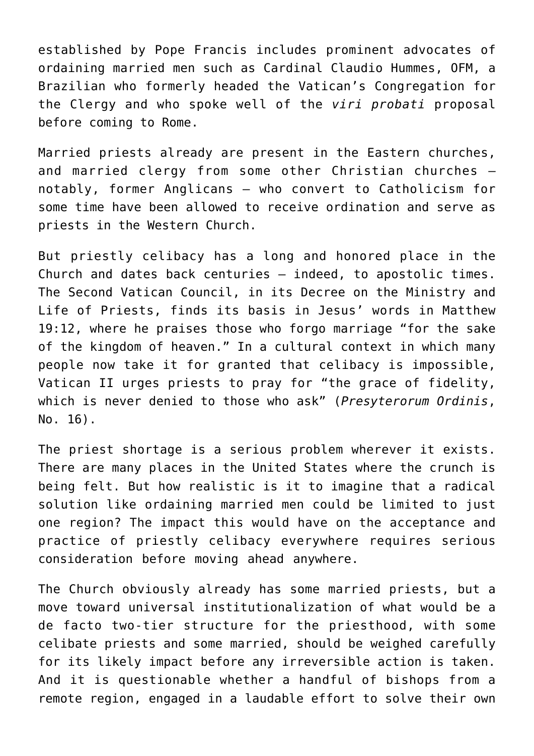established by Pope Francis includes prominent advocates of ordaining married men such as Cardinal Claudio Hummes, OFM, a Brazilian who formerly headed the Vatican's Congregation for the Clergy and who spoke well of the *viri probati* proposal before coming to Rome.

Married priests already are present in the Eastern churches, and married clergy from some other Christian churches — notably, former Anglicans — who convert to Catholicism for some time have been allowed to receive ordination and serve as priests in the Western Church.

But priestly celibacy has a long and honored place in the Church and dates back centuries — indeed, to apostolic times. The Second Vatican Council, in its Decree on the Ministry and Life of Priests, finds its basis in Jesus' words in Matthew 19:12, where he praises those who forgo marriage "for the sake of the kingdom of heaven." In a cultural context in which many people now take it for granted that celibacy is impossible, Vatican II urges priests to pray for "the grace of fidelity, which is never denied to those who ask" (*Presyterorum Ordinis*, No. 16).

The priest shortage is a serious problem wherever it exists. There are many places in the United States where the crunch is being felt. But how realistic is it to imagine that a radical solution like ordaining married men could be limited to just one region? The impact this would have on the acceptance and practice of priestly celibacy everywhere requires serious consideration before moving ahead anywhere.

The Church obviously already has some married priests, but a move toward universal institutionalization of what would be a de facto two-tier structure for the priesthood, with some celibate priests and some married, should be weighed carefully for its likely impact before any irreversible action is taken. And it is questionable whether a handful of bishops from a remote region, engaged in a laudable effort to solve their own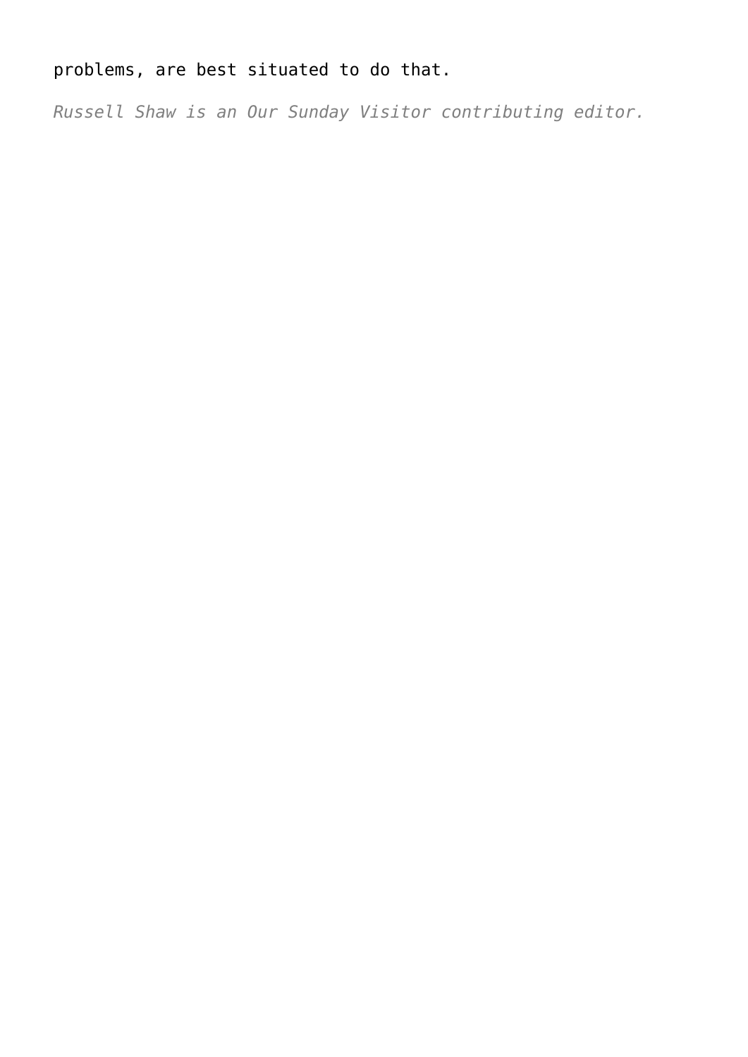problems, are best situated to do that.

*Russell Shaw is an Our Sunday Visitor contributing editor.*